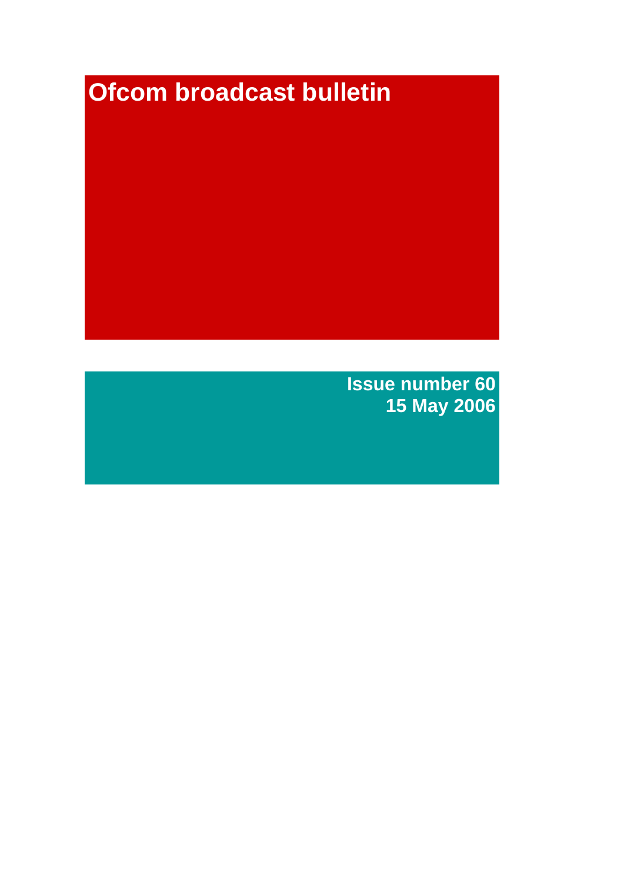# Ofcom broadcast bulletin

**Issue number 60**
**15 May 2006**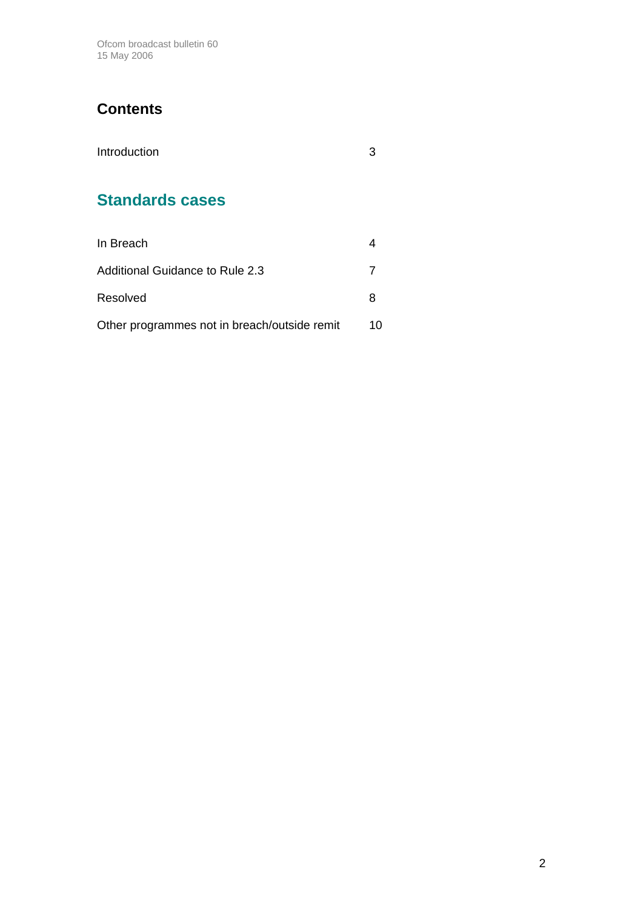## Contents

| | |
|---|---|
| Introduction | 3 |

## Standards cases

| | |
|---|---|
| In Breach | 4 |
| Additional Guidance to Rule 2.3 | 7 |
| Resolved | 8 |
| Other programmes not in breach/outside remit | 10 |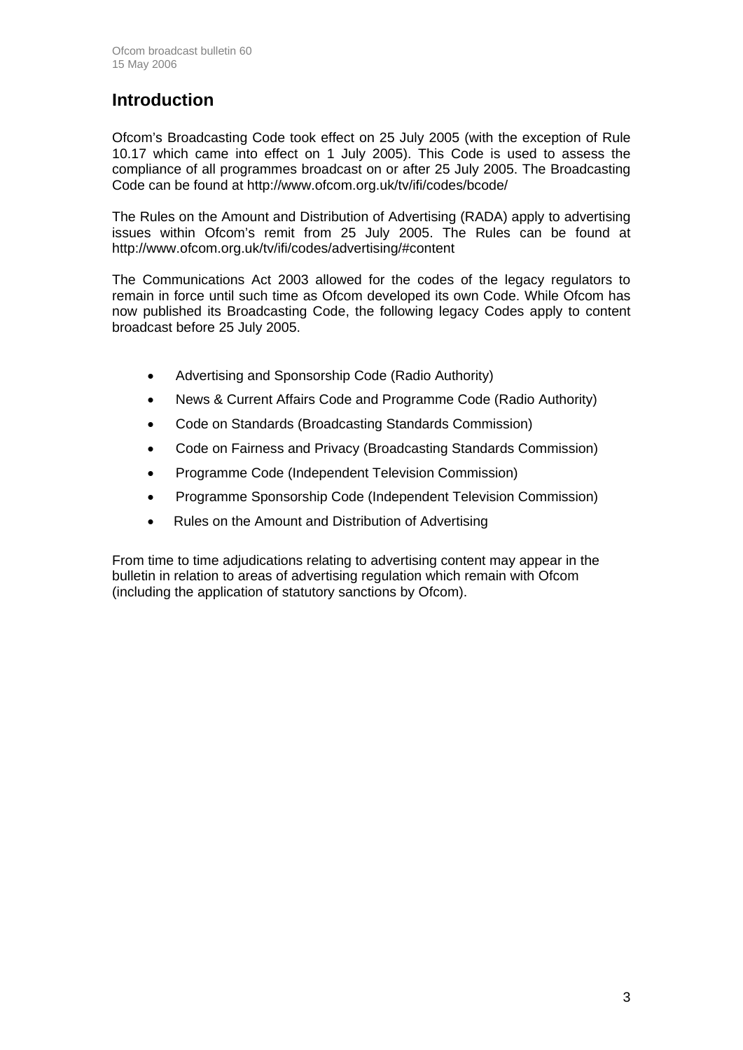## Introduction

Ofcom's Broadcasting Code took effect on 25 July 2005 (with the exception of Rule 10.17 which came into effect on 1 July 2005). This Code is used to assess the compliance of all programmes broadcast on or after 25 July 2005. The Broadcasting Code can be found at http://www.ofcom.org.uk/tv/ifi/codes/bcode/

The Rules on the Amount and Distribution of Advertising (RADA) apply to advertising issues within Ofcom's remit from 25 July 2005. The Rules can be found at http://www.ofcom.org.uk/tv/ifi/codes/advertising/#content

The Communications Act 2003 allowed for the codes of the legacy regulators to remain in force until such time as Ofcom developed its own Code. While Ofcom has now published its Broadcasting Code, the following legacy Codes apply to content broadcast before 25 July 2005.

- Advertising and Sponsorship Code (Radio Authority)
- News & Current Affairs Code and Programme Code (Radio Authority)
- Code on Standards (Broadcasting Standards Commission)
- Code on Fairness and Privacy (Broadcasting Standards Commission)
- Programme Code (Independent Television Commission)
- Programme Sponsorship Code (Independent Television Commission)
- Rules on the Amount and Distribution of Advertising

From time to time adjudications relating to advertising content may appear in the bulletin in relation to areas of advertising regulation which remain with Ofcom (including the application of statutory sanctions by Ofcom).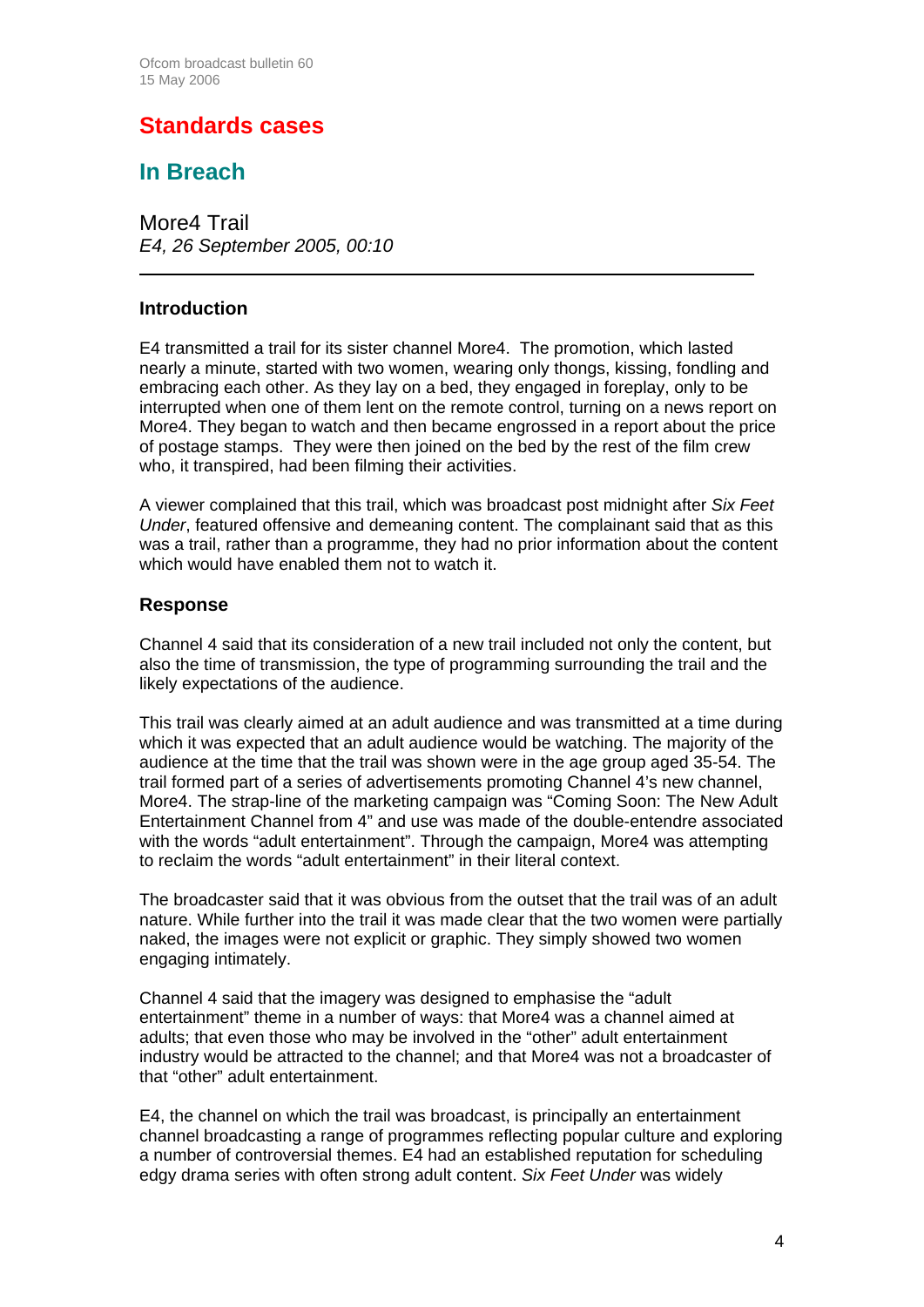# Standards cases

## In Breach

### More4 Trail
*E4, 26 September 2005, 00:10*

---

#### Introduction

E4 transmitted a trail for its sister channel More4. The promotion, which lasted nearly a minute, started with two women, wearing only thongs, kissing, fondling and embracing each other. As they lay on a bed, they engaged in foreplay, only to be interrupted when one of them lent on the remote control, turning on a news report on More4. They began to watch and then became engrossed in a report about the price of postage stamps. They were then joined on the bed by the rest of the film crew who, it transpired, had been filming their activities.

A viewer complained that this trail, which was broadcast post midnight after *Six Feet Under*, featured offensive and demeaning content. The complainant said that as this was a trail, rather than a programme, they had no prior information about the content which would have enabled them not to watch it.

#### Response

Channel 4 said that its consideration of a new trail included not only the content, but also the time of transmission, the type of programming surrounding the trail and the likely expectations of the audience.

This trail was clearly aimed at an adult audience and was transmitted at a time during which it was expected that an adult audience would be watching. The majority of the audience at the time that the trail was shown were in the age group aged 35-54. The trail formed part of a series of advertisements promoting Channel 4's new channel, More4. The strap-line of the marketing campaign was "Coming Soon: The New Adult Entertainment Channel from 4" and use was made of the double-entendre associated with the words "adult entertainment". Through the campaign, More4 was attempting to reclaim the words "adult entertainment" in their literal context.

The broadcaster said that it was obvious from the outset that the trail was of an adult nature. While further into the trail it was made clear that the two women were partially naked, the images were not explicit or graphic. They simply showed two women engaging intimately.

Channel 4 said that the imagery was designed to emphasise the "adult entertainment" theme in a number of ways: that More4 was a channel aimed at adults; that even those who may be involved in the "other" adult entertainment industry would be attracted to the channel; and that More4 was not a broadcaster of that "other" adult entertainment.

E4, the channel on which the trail was broadcast, is principally an entertainment channel broadcasting a range of programmes reflecting popular culture and exploring a number of controversial themes. E4 had an established reputation for scheduling edgy drama series with often strong adult content. *Six Feet Under* was widely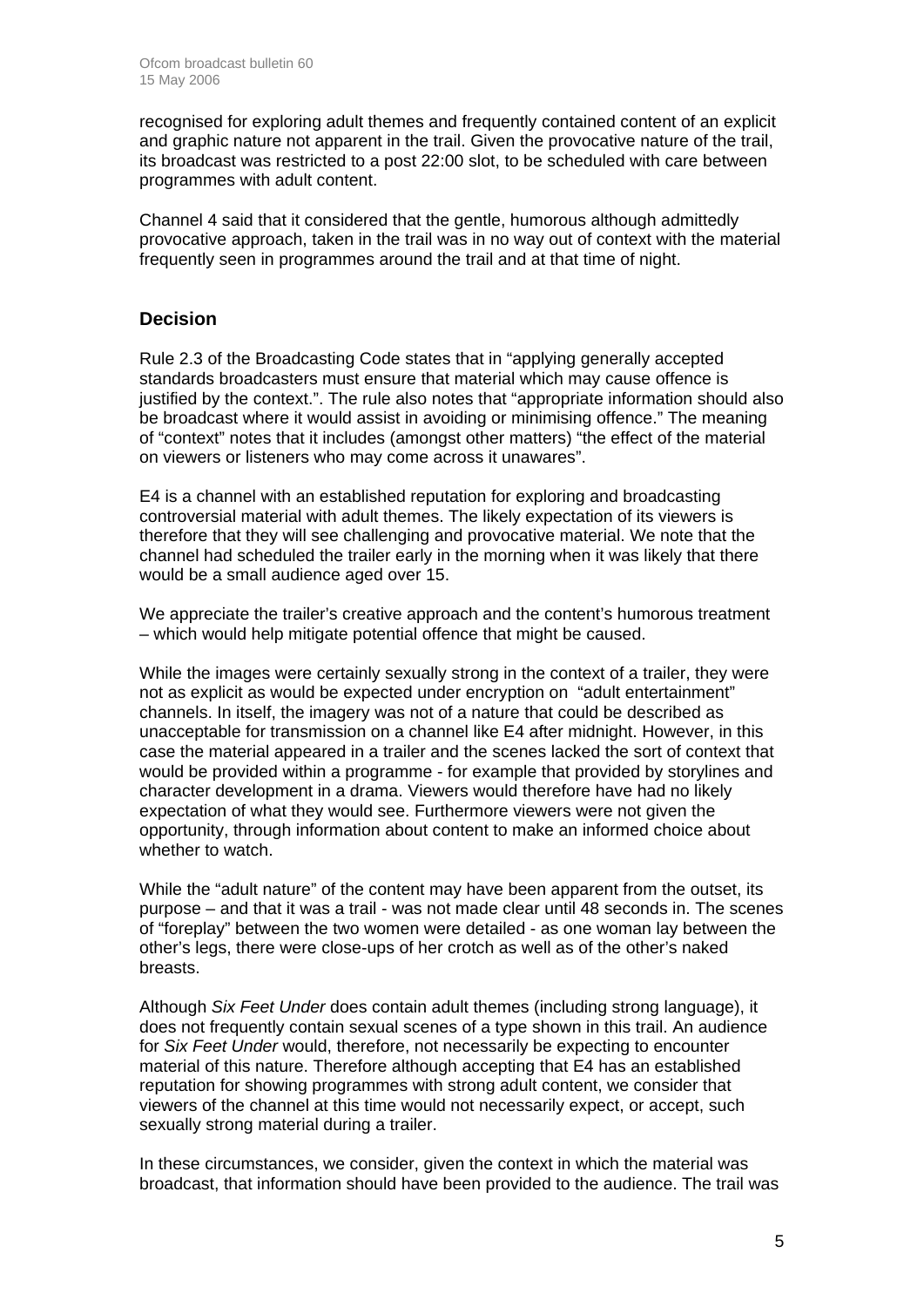recognised for exploring adult themes and frequently contained content of an explicit and graphic nature not apparent in the trail. Given the provocative nature of the trail, its broadcast was restricted to a post 22:00 slot, to be scheduled with care between programmes with adult content.

Channel 4 said that it considered that the gentle, humorous although admittedly provocative approach, taken in the trail was in no way out of context with the material frequently seen in programmes around the trail and at that time of night.

### Decision

Rule 2.3 of the Broadcasting Code states that in "applying generally accepted standards broadcasters must ensure that material which may cause offence is justified by the context.". The rule also notes that "appropriate information should also be broadcast where it would assist in avoiding or minimising offence." The meaning of "context" notes that it includes (amongst other matters) "the effect of the material on viewers or listeners who may come across it unawares".

E4 is a channel with an established reputation for exploring and broadcasting controversial material with adult themes. The likely expectation of its viewers is therefore that they will see challenging and provocative material. We note that the channel had scheduled the trailer early in the morning when it was likely that there would be a small audience aged over 15.

We appreciate the trailer's creative approach and the content's humorous treatment – which would help mitigate potential offence that might be caused.

While the images were certainly sexually strong in the context of a trailer, they were not as explicit as would be expected under encryption on "adult entertainment" channels. In itself, the imagery was not of a nature that could be described as unacceptable for transmission on a channel like E4 after midnight. However, in this case the material appeared in a trailer and the scenes lacked the sort of context that would be provided within a programme - for example that provided by storylines and character development in a drama. Viewers would therefore have had no likely expectation of what they would see. Furthermore viewers were not given the opportunity, through information about content to make an informed choice about whether to watch.

While the "adult nature" of the content may have been apparent from the outset, its purpose – and that it was a trail - was not made clear until 48 seconds in. The scenes of "foreplay" between the two women were detailed - as one woman lay between the other's legs, there were close-ups of her crotch as well as of the other's naked breasts.

Although *Six Feet Under* does contain adult themes (including strong language), it does not frequently contain sexual scenes of a type shown in this trail. An audience for *Six Feet Under* would, therefore, not necessarily be expecting to encounter material of this nature. Therefore although accepting that E4 has an established reputation for showing programmes with strong adult content, we consider that viewers of the channel at this time would not necessarily expect, or accept, such sexually strong material during a trailer.

In these circumstances, we consider, given the context in which the material was broadcast, that information should have been provided to the audience. The trail was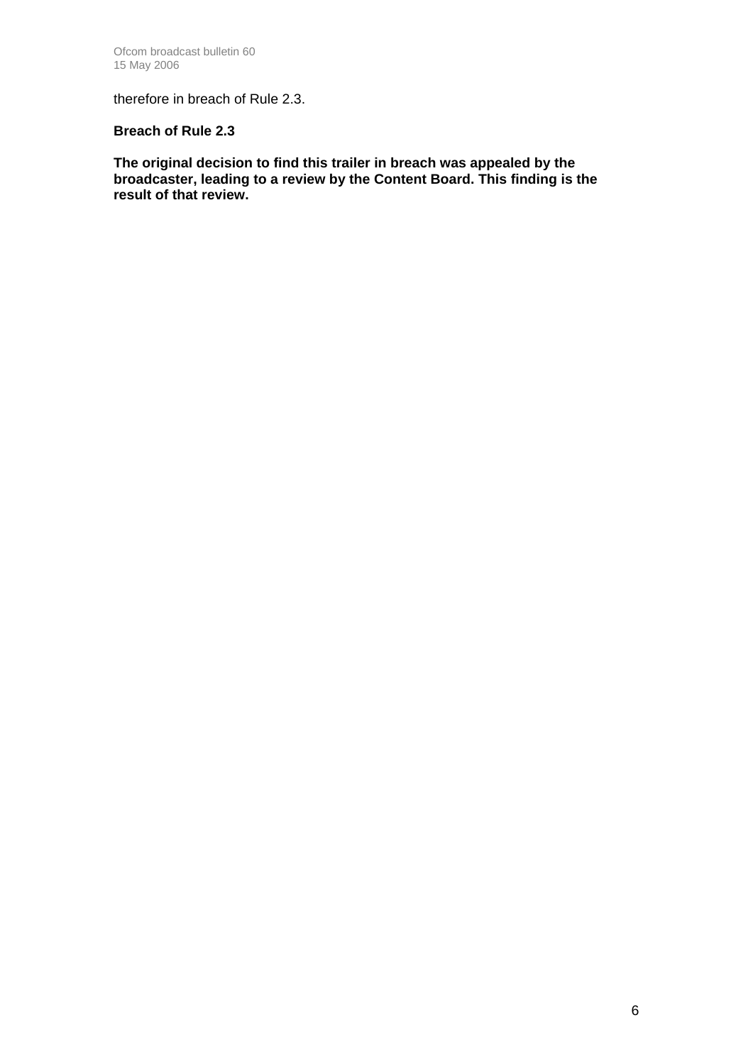therefore in breach of Rule 2.3.

**Breach of Rule 2.3**

**The original decision to find this trailer in breach was appealed by the broadcaster, leading to a review by the Content Board. This finding is the result of that review.**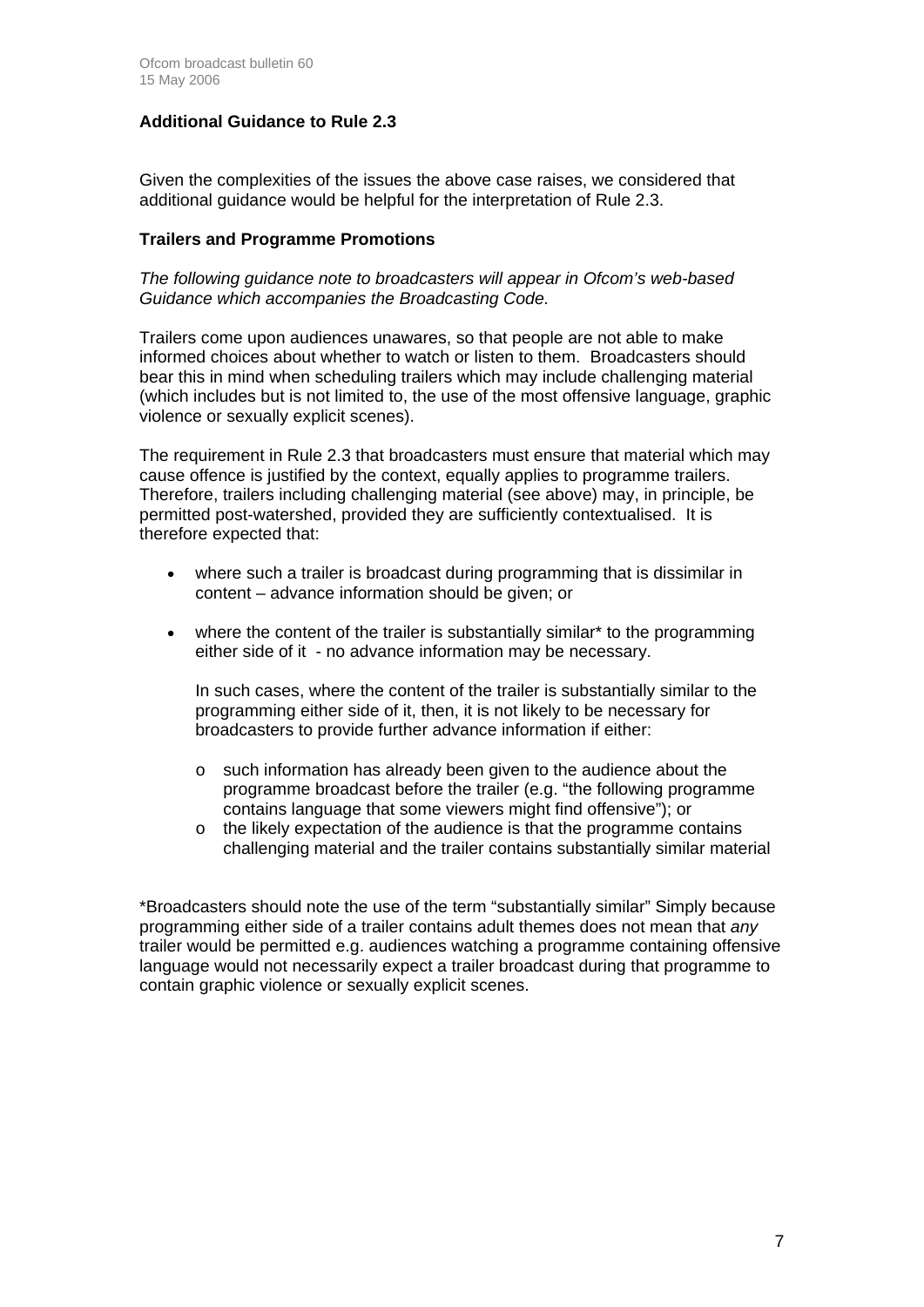## Additional Guidance to Rule 2.3

Given the complexities of the issues the above case raises, we considered that additional guidance would be helpful for the interpretation of Rule 2.3.

### Trailers and Programme Promotions

*The following guidance note to broadcasters will appear in Ofcom's web-based Guidance which accompanies the Broadcasting Code.*

Trailers come upon audiences unawares, so that people are not able to make informed choices about whether to watch or listen to them. Broadcasters should bear this in mind when scheduling trailers which may include challenging material (which includes but is not limited to, the use of the most offensive language, graphic violence or sexually explicit scenes).

The requirement in Rule 2.3 that broadcasters must ensure that material which may cause offence is justified by the context, equally applies to programme trailers. Therefore, trailers including challenging material (see above) may, in principle, be permitted post-watershed, provided they are sufficiently contextualised. It is therefore expected that:

- where such a trailer is broadcast during programming that is dissimilar in content – advance information should be given; or
- where the content of the trailer is substantially similar* to the programming either side of it - no advance information may be necessary.

  In such cases, where the content of the trailer is substantially similar to the programming either side of it, then, it is not likely to be necessary for broadcasters to provide further advance information if either:

  - such information has already been given to the audience about the programme broadcast before the trailer (e.g. "the following programme contains language that some viewers might find offensive"); or
  - the likely expectation of the audience is that the programme contains challenging material and the trailer contains substantially similar material

*Broadcasters should note the use of the term "substantially similar" Simply because programming either side of a trailer contains adult themes does not mean that *any* trailer would be permitted e.g. audiences watching a programme containing offensive language would not necessarily expect a trailer broadcast during that programme to contain graphic violence or sexually explicit scenes.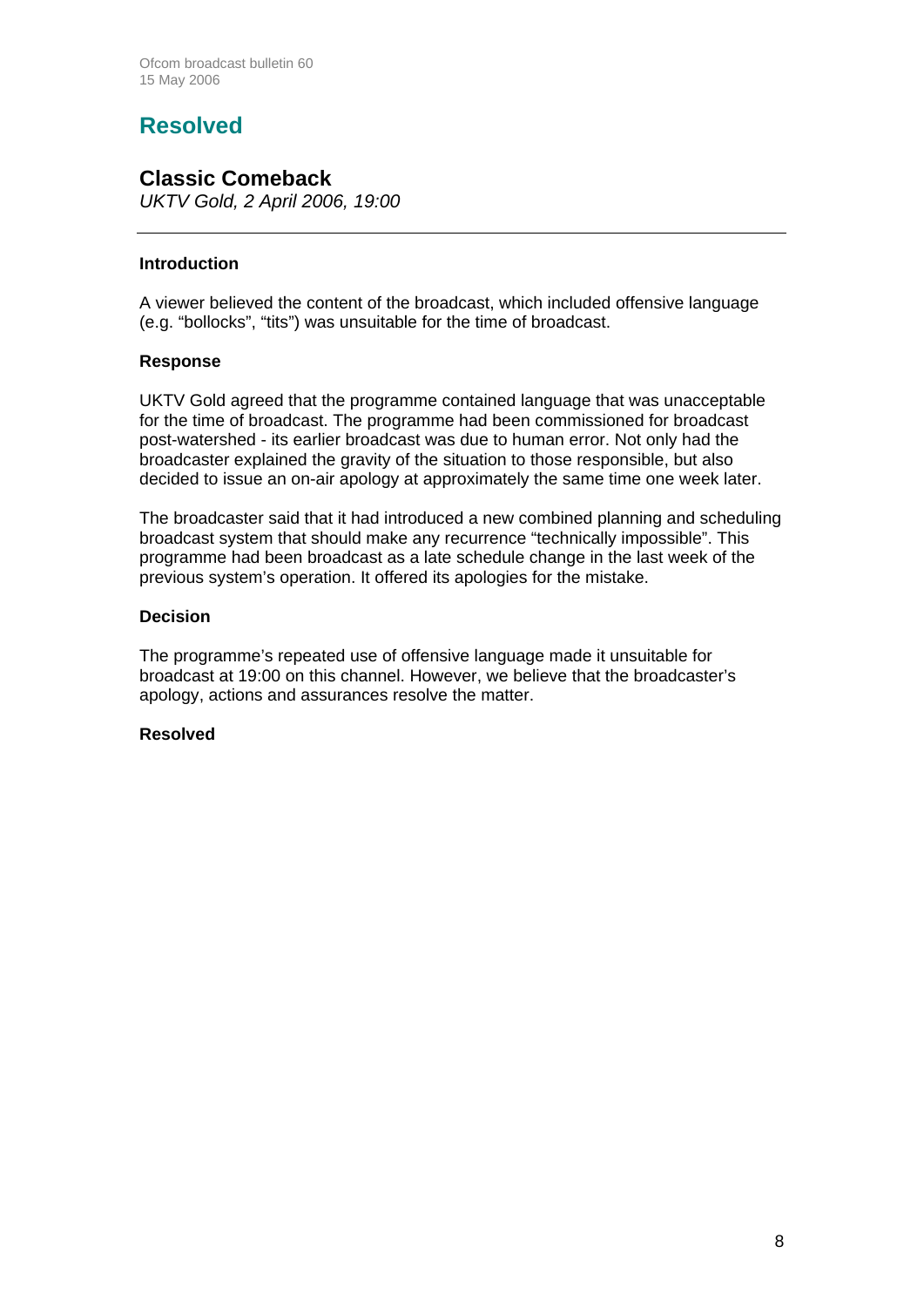# Resolved

## Classic Comeback

*UKTV Gold, 2 April 2006, 19:00*

---

### Introduction

A viewer believed the content of the broadcast, which included offensive language (e.g. "bollocks", "tits") was unsuitable for the time of broadcast.

### Response

UKTV Gold agreed that the programme contained language that was unacceptable for the time of broadcast. The programme had been commissioned for broadcast post-watershed - its earlier broadcast was due to human error. Not only had the broadcaster explained the gravity of the situation to those responsible, but also decided to issue an on-air apology at approximately the same time one week later.

The broadcaster said that it had introduced a new combined planning and scheduling broadcast system that should make any recurrence "technically impossible". This programme had been broadcast as a late schedule change in the last week of the previous system's operation. It offered its apologies for the mistake.

### Decision

The programme's repeated use of offensive language made it unsuitable for broadcast at 19:00 on this channel. However, we believe that the broadcaster's apology, actions and assurances resolve the matter.

### Resolved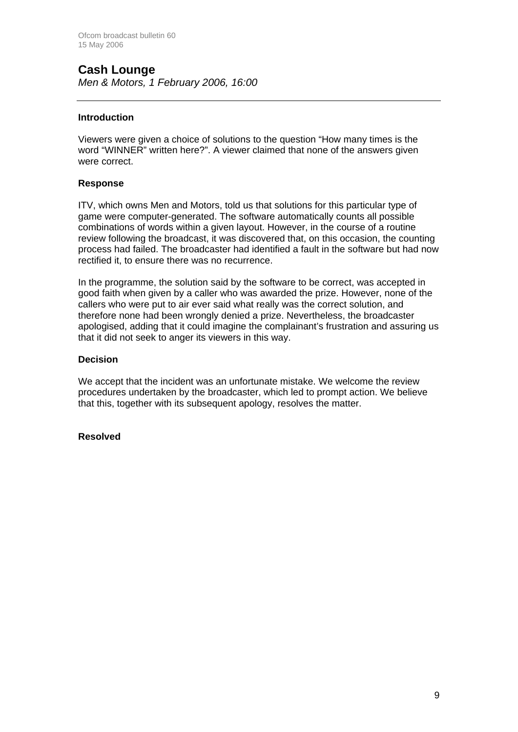## Cash Lounge

*Men & Motors, 1 February 2006, 16:00*

---

### Introduction

Viewers were given a choice of solutions to the question "How many times is the word "WINNER" written here?". A viewer claimed that none of the answers given were correct.

### Response

ITV, which owns Men and Motors, told us that solutions for this particular type of game were computer-generated. The software automatically counts all possible combinations of words within a given layout. However, in the course of a routine review following the broadcast, it was discovered that, on this occasion, the counting process had failed. The broadcaster had identified a fault in the software but had now rectified it, to ensure there was no recurrence.

In the programme, the solution said by the software to be correct, was accepted in good faith when given by a caller who was awarded the prize. However, none of the callers who were put to air ever said what really was the correct solution, and therefore none had been wrongly denied a prize. Nevertheless, the broadcaster apologised, adding that it could imagine the complainant's frustration and assuring us that it did not seek to anger its viewers in this way.

### Decision

We accept that the incident was an unfortunate mistake. We welcome the review procedures undertaken by the broadcaster, which led to prompt action. We believe that this, together with its subsequent apology, resolves the matter.

**Resolved**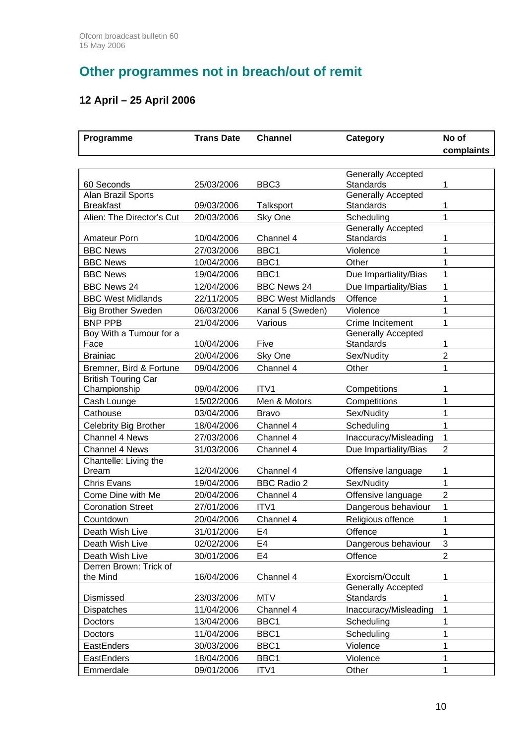## Other programmes not in breach/out of remit

### 12 April – 25 April 2006

| Programme | Trans Date | Channel | Category | No of complaints |
|---|---|---|---|---|
| 60 Seconds | 25/03/2006 | BBC3 | Generally Accepted Standards | 1 |
| Alan Brazil Sports Breakfast | 09/03/2006 | Talksport | Generally Accepted Standards | 1 |
| Alien: The Director's Cut | 20/03/2006 | Sky One | Scheduling | 1 |
| Amateur Porn | 10/04/2006 | Channel 4 | Generally Accepted Standards | 1 |
| BBC News | 27/03/2006 | BBC1 | Violence | 1 |
| BBC News | 10/04/2006 | BBC1 | Other | 1 |
| BBC News | 19/04/2006 | BBC1 | Due Impartiality/Bias | 1 |
| BBC News 24 | 12/04/2006 | BBC News 24 | Due Impartiality/Bias | 1 |
| BBC West Midlands | 22/11/2005 | BBC West Midlands | Offence | 1 |
| Big Brother Sweden | 06/03/2006 | Kanal 5 (Sweden) | Violence | 1 |
| BNP PPB | 21/04/2006 | Various | Crime Incitement | 1 |
| Boy With a Tumour for a Face | 10/04/2006 | Five | Generally Accepted Standards | 1 |
| Brainiac | 20/04/2006 | Sky One | Sex/Nudity | 2 |
| Bremner, Bird & Fortune | 09/04/2006 | Channel 4 | Other | 1 |
| British Touring Car Championship | 09/04/2006 | ITV1 | Competitions | 1 |
| Cash Lounge | 15/02/2006 | Men & Motors | Competitions | 1 |
| Cathouse | 03/04/2006 | Bravo | Sex/Nudity | 1 |
| Celebrity Big Brother | 18/04/2006 | Channel 4 | Scheduling | 1 |
| Channel 4 News | 27/03/2006 | Channel 4 | Inaccuracy/Misleading | 1 |
| Channel 4 News | 31/03/2006 | Channel 4 | Due Impartiality/Bias | 2 |
| Chantelle: Living the Dream | 12/04/2006 | Channel 4 | Offensive language | 1 |
| Chris Evans | 19/04/2006 | BBC Radio 2 | Sex/Nudity | 1 |
| Come Dine with Me | 20/04/2006 | Channel 4 | Offensive language | 2 |
| Coronation Street | 27/01/2006 | ITV1 | Dangerous behaviour | 1 |
| Countdown | 20/04/2006 | Channel 4 | Religious offence | 1 |
| Death Wish Live | 31/01/2006 | E4 | Offence | 1 |
| Death Wish Live | 02/02/2006 | E4 | Dangerous behaviour | 3 |
| Death Wish Live | 30/01/2006 | E4 | Offence | 2 |
| Derren Brown: Trick of the Mind | 16/04/2006 | Channel 4 | Exorcism/Occult | 1 |
| Dismissed | 23/03/2006 | MTV | Generally Accepted Standards | 1 |
| Dispatches | 11/04/2006 | Channel 4 | Inaccuracy/Misleading | 1 |
| Doctors | 13/04/2006 | BBC1 | Scheduling | 1 |
| Doctors | 11/04/2006 | BBC1 | Scheduling | 1 |
| EastEnders | 30/03/2006 | BBC1 | Violence | 1 |
| EastEnders | 18/04/2006 | BBC1 | Violence | 1 |
| Emmerdale | 09/01/2006 | ITV1 | Other | 1 |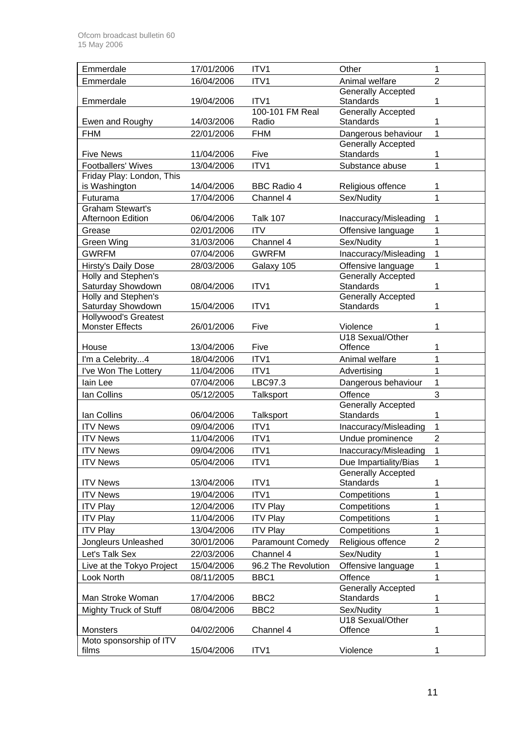| Emmerdale | 17/01/2006 | ITV1 | Other | 1 |
|---|---|---|---|---|
| Emmerdale | 16/04/2006 | ITV1 | Animal welfare | 2 |
| Emmerdale | 19/04/2006 | ITV1 | Generally Accepted Standards | 1 |
| Ewen and Roughy | 14/03/2006 | 100-101 FM Real Radio | Generally Accepted Standards | 1 |
| FHM | 22/01/2006 | FHM | Dangerous behaviour | 1 |
| Five News | 11/04/2006 | Five | Generally Accepted Standards | 1 |
| Footballers' Wives | 13/04/2006 | ITV1 | Substance abuse | 1 |
| Friday Play: London, This is Washington | 14/04/2006 | BBC Radio 4 | Religious offence | 1 |
| Futurama | 17/04/2006 | Channel 4 | Sex/Nudity | 1 |
| Graham Stewart's Afternoon Edition | 06/04/2006 | Talk 107 | Inaccuracy/Misleading | 1 |
| Grease | 02/01/2006 | ITV | Offensive language | 1 |
| Green Wing | 31/03/2006 | Channel 4 | Sex/Nudity | 1 |
| GWRFM | 07/04/2006 | GWRFM | Inaccuracy/Misleading | 1 |
| Hirsty's Daily Dose | 28/03/2006 | Galaxy 105 | Offensive language | 1 |
| Holly and Stephen's Saturday Showdown | 08/04/2006 | ITV1 | Generally Accepted Standards | 1 |
| Holly and Stephen's Saturday Showdown | 15/04/2006 | ITV1 | Generally Accepted Standards | 1 |
| Hollywood's Greatest Monster Effects | 26/01/2006 | Five | Violence | 1 |
| House | 13/04/2006 | Five | U18 Sexual/Other Offence | 1 |
| I'm a Celebrity...4 | 18/04/2006 | ITV1 | Animal welfare | 1 |
| I've Won The Lottery | 11/04/2006 | ITV1 | Advertising | 1 |
| Iain Lee | 07/04/2006 | LBC97.3 | Dangerous behaviour | 1 |
| Ian Collins | 05/12/2005 | Talksport | Offence | 3 |
| Ian Collins | 06/04/2006 | Talksport | Generally Accepted Standards | 1 |
| ITV News | 09/04/2006 | ITV1 | Inaccuracy/Misleading | 1 |
| ITV News | 11/04/2006 | ITV1 | Undue prominence | 2 |
| ITV News | 09/04/2006 | ITV1 | Inaccuracy/Misleading | 1 |
| ITV News | 05/04/2006 | ITV1 | Due Impartiality/Bias | 1 |
| ITV News | 13/04/2006 | ITV1 | Generally Accepted Standards | 1 |
| ITV News | 19/04/2006 | ITV1 | Competitions | 1 |
| ITV Play | 12/04/2006 | ITV Play | Competitions | 1 |
| ITV Play | 11/04/2006 | ITV Play | Competitions | 1 |
| ITV Play | 13/04/2006 | ITV Play | Competitions | 1 |
| Jongleurs Unleashed | 30/01/2006 | Paramount Comedy | Religious offence | 2 |
| Let's Talk Sex | 22/03/2006 | Channel 4 | Sex/Nudity | 1 |
| Live at the Tokyo Project | 15/04/2006 | 96.2 The Revolution | Offensive language | 1 |
| Look North | 08/11/2005 | BBC1 | Offence | 1 |
| Man Stroke Woman | 17/04/2006 | BBC2 | Generally Accepted Standards | 1 |
| Mighty Truck of Stuff | 08/04/2006 | BBC2 | Sex/Nudity | 1 |
| Monsters | 04/02/2006 | Channel 4 | U18 Sexual/Other Offence | 1 |
| Moto sponsorship of ITV films | 15/04/2006 | ITV1 | Violence | 1 |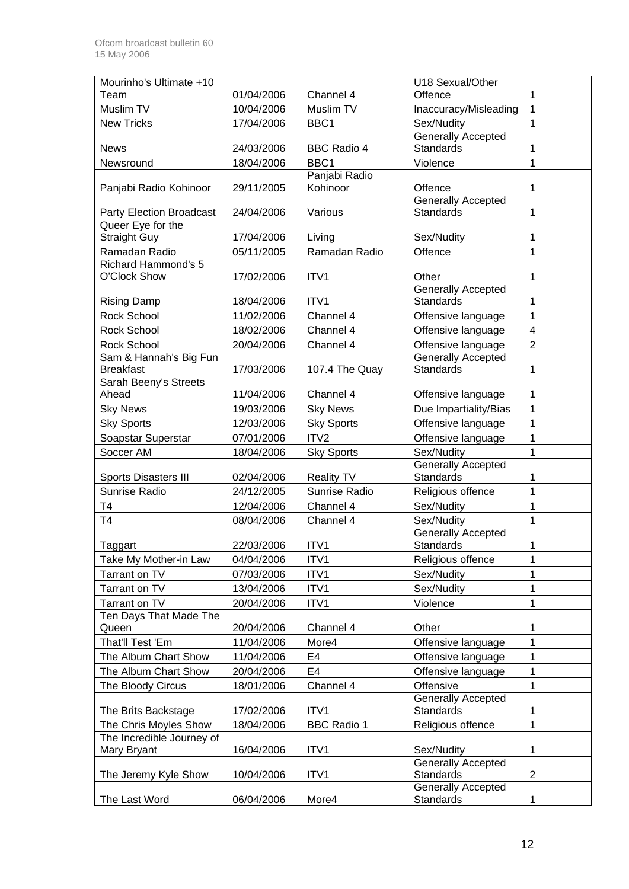| | | | | |
|---|---|---|---|---|
| Mourinho's Ultimate +10 Team | 01/04/2006 | Channel 4 | U18 Sexual/Other Offence | 1 |
| Muslim TV | 10/04/2006 | Muslim TV | Inaccuracy/Misleading | 1 |
| New Tricks | 17/04/2006 | BBC1 | Sex/Nudity | 1 |
| News | 24/03/2006 | BBC Radio 4 | Generally Accepted Standards | 1 |
| Newsround | 18/04/2006 | BBC1 | Violence | 1 |
| Panjabi Radio Kohinoor | 29/11/2005 | Panjabi Radio Kohinoor | Offence | 1 |
| Party Election Broadcast | 24/04/2006 | Various | Generally Accepted Standards | 1 |
| Queer Eye for the Straight Guy | 17/04/2006 | Living | Sex/Nudity | 1 |
| Ramadan Radio | 05/11/2005 | Ramadan Radio | Offence | 1 |
| Richard Hammond's 5 O'Clock Show | 17/02/2006 | ITV1 | Other | 1 |
| Rising Damp | 18/04/2006 | ITV1 | Generally Accepted Standards | 1 |
| Rock School | 11/02/2006 | Channel 4 | Offensive language | 1 |
| Rock School | 18/02/2006 | Channel 4 | Offensive language | 4 |
| Rock School | 20/04/2006 | Channel 4 | Offensive language | 2 |
| Sam & Hannah's Big Fun Breakfast | 17/03/2006 | 107.4 The Quay | Generally Accepted Standards | 1 |
| Sarah Beeny's Streets Ahead | 11/04/2006 | Channel 4 | Offensive language | 1 |
| Sky News | 19/03/2006 | Sky News | Due Impartiality/Bias | 1 |
| Sky Sports | 12/03/2006 | Sky Sports | Offensive language | 1 |
| Soapstar Superstar | 07/01/2006 | ITV2 | Offensive language | 1 |
| Soccer AM | 18/04/2006 | Sky Sports | Sex/Nudity | 1 |
| Sports Disasters III | 02/04/2006 | Reality TV | Generally Accepted Standards | 1 |
| Sunrise Radio | 24/12/2005 | Sunrise Radio | Religious offence | 1 |
| T4 | 12/04/2006 | Channel 4 | Sex/Nudity | 1 |
| T4 | 08/04/2006 | Channel 4 | Sex/Nudity | 1 |
| Taggart | 22/03/2006 | ITV1 | Generally Accepted Standards | 1 |
| Take My Mother-in Law | 04/04/2006 | ITV1 | Religious offence | 1 |
| Tarrant on TV | 07/03/2006 | ITV1 | Sex/Nudity | 1 |
| Tarrant on TV | 13/04/2006 | ITV1 | Sex/Nudity | 1 |
| Tarrant on TV | 20/04/2006 | ITV1 | Violence | 1 |
| Ten Days That Made The Queen | 20/04/2006 | Channel 4 | Other | 1 |
| That'll Test 'Em | 11/04/2006 | More4 | Offensive language | 1 |
| The Album Chart Show | 11/04/2006 | E4 | Offensive language | 1 |
| The Album Chart Show | 20/04/2006 | E4 | Offensive language | 1 |
| The Bloody Circus | 18/01/2006 | Channel 4 | Offensive | 1 |
| The Brits Backstage | 17/02/2006 | ITV1 | Generally Accepted Standards | 1 |
| The Chris Moyles Show | 18/04/2006 | BBC Radio 1 | Religious offence | 1 |
| The Incredible Journey of Mary Bryant | 16/04/2006 | ITV1 | Sex/Nudity | 1 |
| The Jeremy Kyle Show | 10/04/2006 | ITV1 | Generally Accepted Standards | 2 |
| The Last Word | 06/04/2006 | More4 | Generally Accepted Standards | 1 |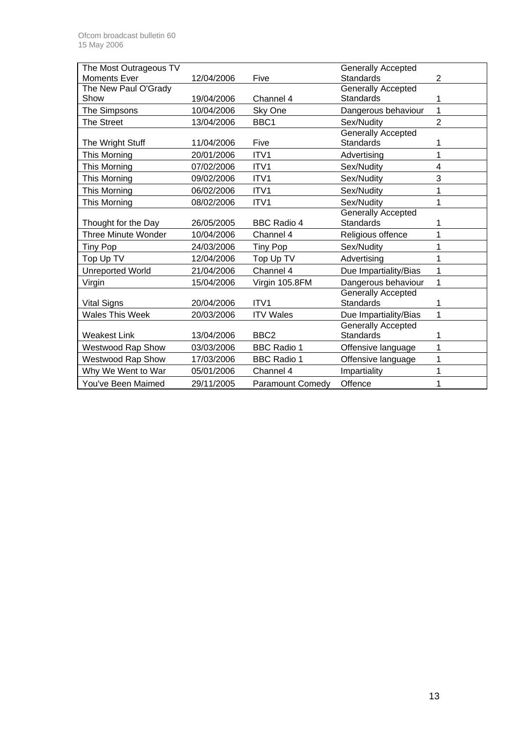| | | | | |
|---|---|---|---|---|
| The Most Outrageous TV Moments Ever | 12/04/2006 | Five | Generally Accepted Standards | 2 |
| The New Paul O'Grady Show | 19/04/2006 | Channel 4 | Generally Accepted Standards | 1 |
| The Simpsons | 10/04/2006 | Sky One | Dangerous behaviour | 1 |
| The Street | 13/04/2006 | BBC1 | Sex/Nudity | 2 |
| The Wright Stuff | 11/04/2006 | Five | Generally Accepted Standards | 1 |
| This Morning | 20/01/2006 | ITV1 | Advertising | 1 |
| This Morning | 07/02/2006 | ITV1 | Sex/Nudity | 4 |
| This Morning | 09/02/2006 | ITV1 | Sex/Nudity | 3 |
| This Morning | 06/02/2006 | ITV1 | Sex/Nudity | 1 |
| This Morning | 08/02/2006 | ITV1 | Sex/Nudity | 1 |
| Thought for the Day | 26/05/2005 | BBC Radio 4 | Generally Accepted Standards | 1 |
| Three Minute Wonder | 10/04/2006 | Channel 4 | Religious offence | 1 |
| Tiny Pop | 24/03/2006 | Tiny Pop | Sex/Nudity | 1 |
| Top Up TV | 12/04/2006 | Top Up TV | Advertising | 1 |
| Unreported World | 21/04/2006 | Channel 4 | Due Impartiality/Bias | 1 |
| Virgin | 15/04/2006 | Virgin 105.8FM | Dangerous behaviour | 1 |
| Vital Signs | 20/04/2006 | ITV1 | Generally Accepted Standards | 1 |
| Wales This Week | 20/03/2006 | ITV Wales | Due Impartiality/Bias | 1 |
| Weakest Link | 13/04/2006 | BBC2 | Generally Accepted Standards | 1 |
| Westwood Rap Show | 03/03/2006 | BBC Radio 1 | Offensive language | 1 |
| Westwood Rap Show | 17/03/2006 | BBC Radio 1 | Offensive language | 1 |
| Why We Went to War | 05/01/2006 | Channel 4 | Impartiality | 1 |
| You've Been Maimed | 29/11/2005 | Paramount Comedy | Offence | 1 |